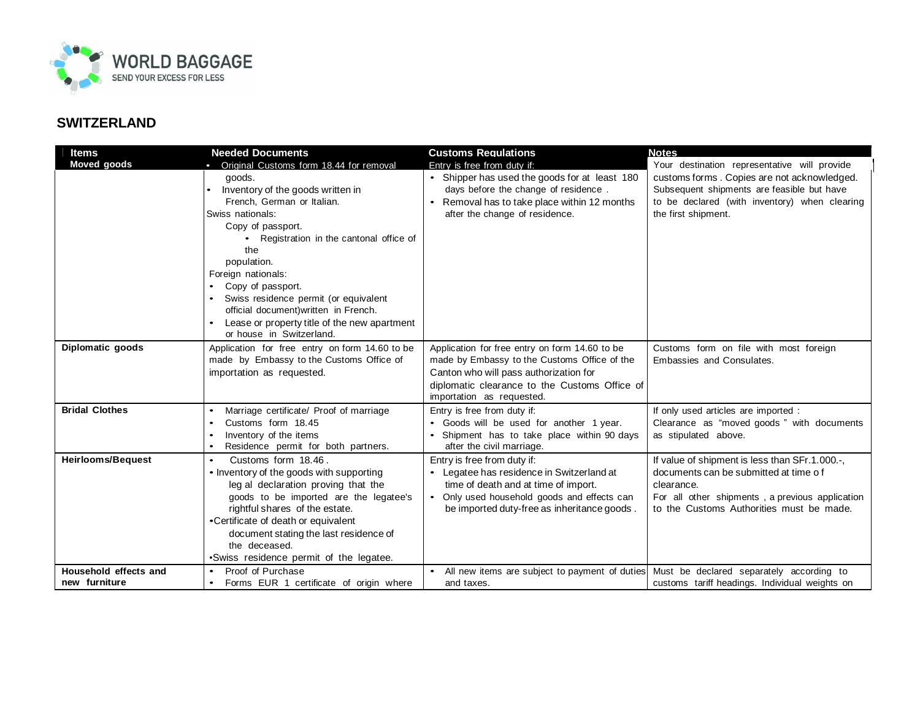WORLD BAGGAGE
SEND YOUR EXCESS FOR LESS

## SWITZERLAND

| Items | Needed Documents | Customs Regulations | Notes |
|---|---|---|---|
| **Moved goods** | • Original Customs form 18.44 for removal goods.<br>• Inventory of the goods written in French, German or Italian.<br>Swiss nationals:<br>Copy of passport.<br>• Registration in the cantonal office of the population.<br>Foreign nationals:<br>• Copy of passport.<br>• Swiss residence permit (or equivalent official document)written in French.<br>• Lease or property title of the new apartment or house in Switzerland. | Entry is free from duty if:<br>• Shipper has used the goods for at least 180 days before the change of residence .<br>• Removal has to take place within 12 months after the change of residence. | Your destination representative will provide customs forms . Copies are not acknowledged. Subsequent shipments are feasible but have to be declared (with inventory) when clearing the first shipment. |
| **Diplomatic goods** | Application for free entry on form 14.60 to be made by Embassy to the Customs Office of importation as requested. | Application for free entry on form 14.60 to be made by Embassy to the Customs Office of the Canton who will pass authorization for diplomatic clearance to the Customs Office of importation as requested. | Customs form on file with most foreign Embassies and Consulates. |
| **Bridal Clothes** | • Marriage certificate/ Proof of marriage<br>• Customs form 18.45<br>• Inventory of the items<br>• Residence permit for both partners. | Entry is free from duty if:<br>• Goods will be used for another 1 year.<br>• Shipment has to take place within 90 days after the civil marriage. | If only used articles are imported :<br>Clearance as "moved goods " with documents as stipulated above. |
| **Heirlooms/Bequest** | • Customs form 18.46 .<br>• Inventory of the goods with supporting legal declaration proving that the goods to be imported are the legatee's rightful shares of the estate.<br>• Certificate of death or equivalent document stating the last residence of the deceased.<br>• Swiss residence permit of the legatee. | Entry is free from duty if:<br>• Legatee has residence in Switzerland at time of death and at time of import.<br>• Only used household goods and effects can be imported duty-free as inheritance goods . | If value of shipment is less than SFr.1.000.-, documents can be submitted at time of clearance.<br>For all other shipments , a previous application to the Customs Authorities must be made. |
| **Household effects and new furniture** | • Proof of Purchase<br>• Forms EUR 1 certificate of origin where | • All new items are subject to payment of duties and taxes. | Must be declared separately according to customs tariff headings. Individual weights on |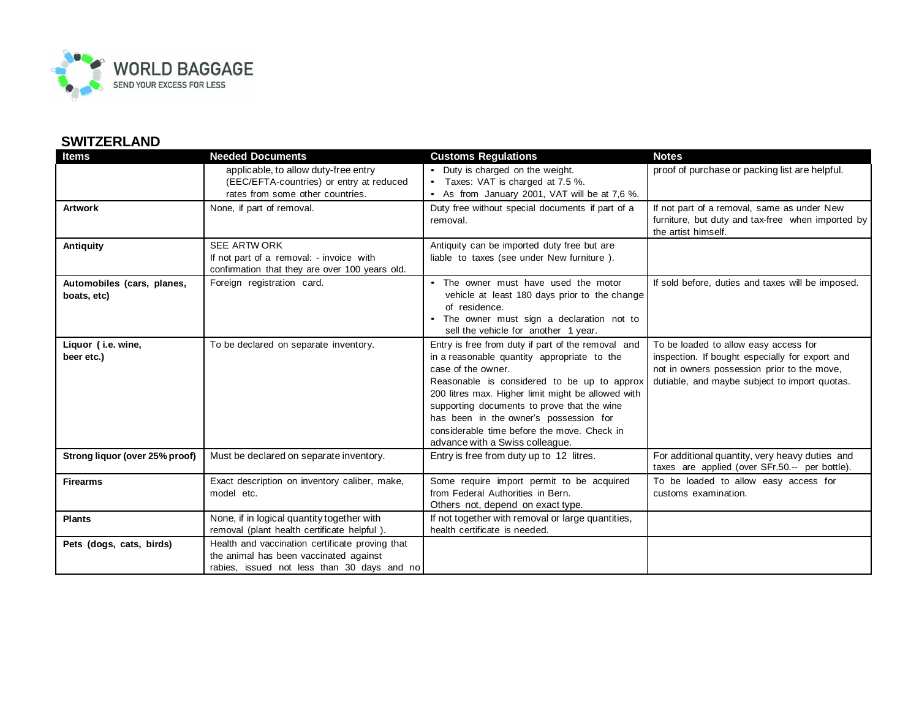## SWITZERLAND

| Items | Needed Documents | Customs Regulations | Notes |
|---|---|---|---|
| | applicable, to allow duty-free entry (EEC/EFTA-countries) or entry at reduced rates from some other countries. | • Duty is charged on the weight. • Taxes: VAT is charged at 7.5 %. • As from January 2001, VAT will be at 7,6 %. | proof of purchase or packing list are helpful. |
| **Artwork** | None, if part of removal. | Duty free without special documents if part of a removal. | If not part of a removal, same as under New furniture, but duty and tax-free when imported by the artist himself. |
| **Antiquity** | SEE ARTW ORK<br>If not part of a removal: - invoice with confirmation that they are over 100 years old. | Antiquity can be imported duty free but are liable to taxes (see under New furniture ). | |
| **Automobiles (cars, planes, boats, etc)** | Foreign registration card. | • The owner must have used the motor vehicle at least 180 days prior to the change of residence. • The owner must sign a declaration not to sell the vehicle for another 1 year. | If sold before, duties and taxes will be imposed. |
| **Liquor ( i.e. wine, beer etc.)** | To be declared on separate inventory. | Entry is free from duty if part of the removal and in a reasonable quantity appropriate to the case of the owner.<br>Reasonable is considered to be up to approx 200 litres max. Higher limit might be allowed with supporting documents to prove that the wine has been in the owner's possession for considerable time before the move. Check in advance with a Swiss colleague. | To be loaded to allow easy access for inspection. If bought especially for export and not in owners possession prior to the move, dutiable, and maybe subject to import quotas. |
| **Strong liquor (over 25% proof)** | Must be declared on separate inventory. | Entry is free from duty up to 12 litres. | For additional quantity, very heavy duties and taxes are applied (over SFr.50.-- per bottle). |
| **Firearms** | Exact description on inventory caliber, make, model etc. | Some require import permit to be acquired from Federal Authorities in Bern.<br>Others not, depend on exact type. | To be loaded to allow easy access for customs examination. |
| **Plants** | None, if in logical quantity together with removal (plant health certificate helpful ). | If not together with removal or large quantities, health certificate is needed. | |
| **Pets (dogs, cats, birds)** | Health and vaccination certificate proving that the animal has been vaccinated against rabies, issued not less than 30 days and no | | |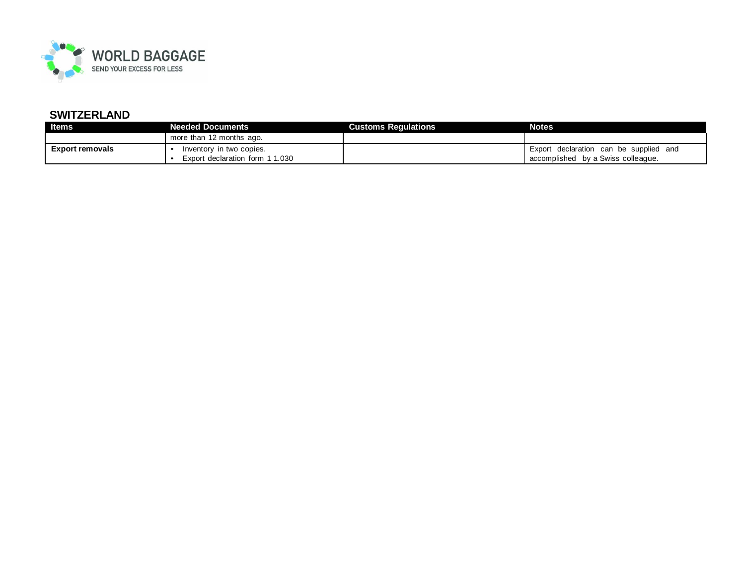WORLD BAGGAGE
SEND YOUR EXCESS FOR LESS

## SWITZERLAND

| Items | Needed Documents | Customs Regulations | Notes |
|---|---|---|---|
| | more than 12 months ago. | | |
| **Export removals** | • Inventory in two copies.<br>• Export declaration form 1 1.030 | | Export declaration can be supplied and accomplished by a Swiss colleague. |